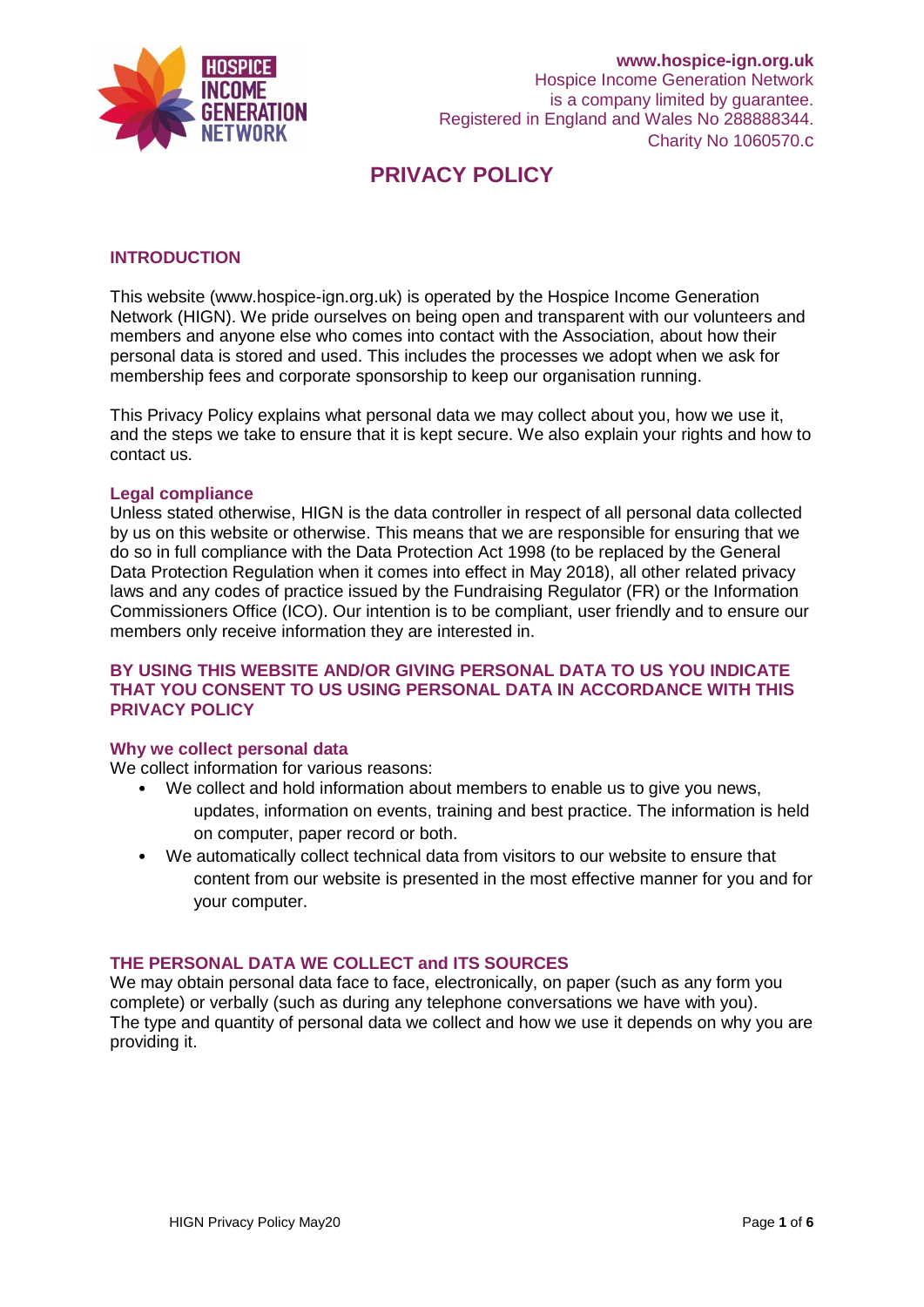**www.hospice-ign.org.uk**
Hospice Income Generation Network
is a company limited by guarantee.
Registered in England and Wales No 288888344.
Charity No 1060570.c

# PRIVACY POLICY

## INTRODUCTION

This website (www.hospice-ign.org.uk) is operated by the Hospice Income Generation Network (HIGN). We pride ourselves on being open and transparent with our volunteers and members and anyone else who comes into contact with the Association, about how their personal data is stored and used. This includes the processes we adopt when we ask for membership fees and corporate sponsorship to keep our organisation running.

This Privacy Policy explains what personal data we may collect about you, how we use it, and the steps we take to ensure that it is kept secure. We also explain your rights and how to contact us.

### Legal compliance

Unless stated otherwise, HIGN is the data controller in respect of all personal data collected by us on this website or otherwise. This means that we are responsible for ensuring that we do so in full compliance with the Data Protection Act 1998 (to be replaced by the General Data Protection Regulation when it comes into effect in May 2018), all other related privacy laws and any codes of practice issued by the Fundraising Regulator (FR) or the Information Commissioners Office (ICO). Our intention is to be compliant, user friendly and to ensure our members only receive information they are interested in.

**BY USING THIS WEBSITE AND/OR GIVING PERSONAL DATA TO US YOU INDICATE THAT YOU CONSENT TO US USING PERSONAL DATA IN ACCORDANCE WITH THIS PRIVACY POLICY**

### Why we collect personal data

We collect information for various reasons:

- We collect and hold information about members to enable us to give you news, updates, information on events, training and best practice. The information is held on computer, paper record or both.
- We automatically collect technical data from visitors to our website to ensure that content from our website is presented in the most effective manner for you and for your computer.

## THE PERSONAL DATA WE COLLECT and ITS SOURCES

We may obtain personal data face to face, electronically, on paper (such as any form you complete) or verbally (such as during any telephone conversations we have with you).
The type and quantity of personal data we collect and how we use it depends on why you are providing it.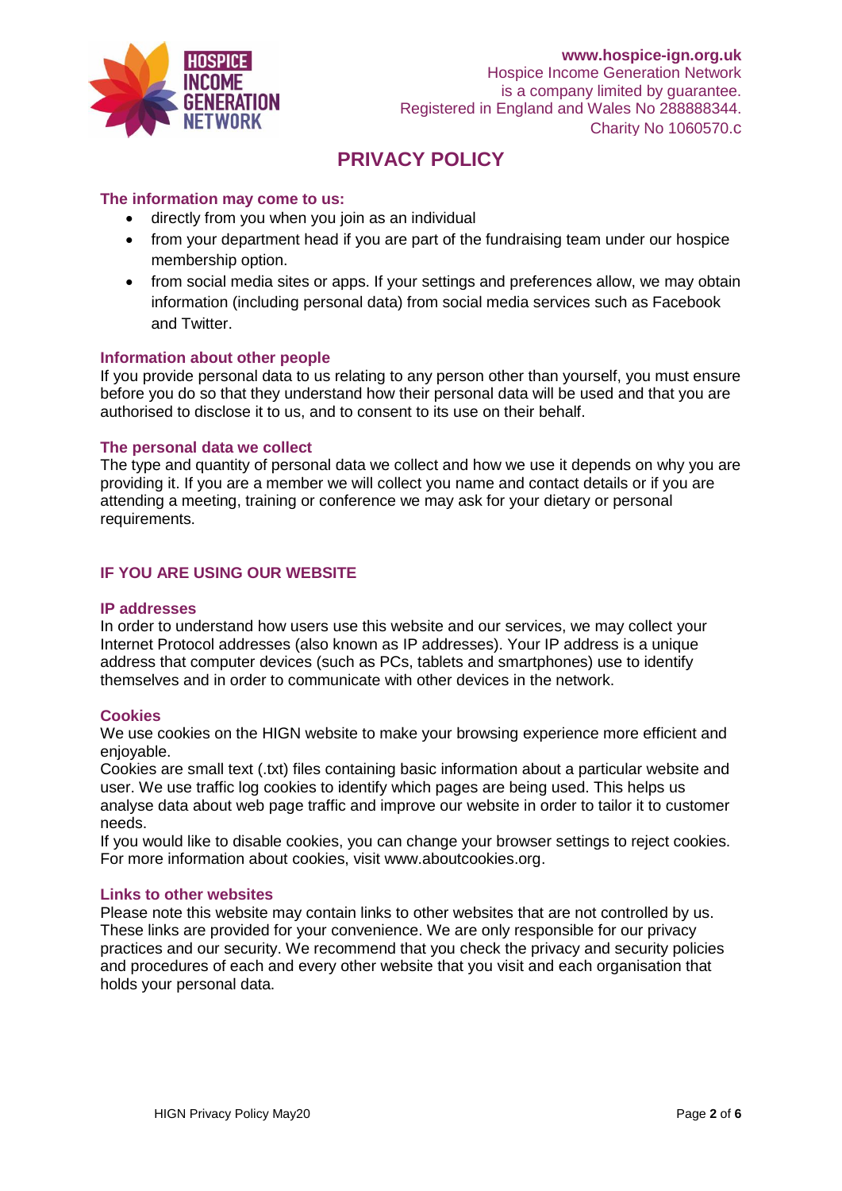# PRIVACY POLICY

### The information may come to us:

- directly from you when you join as an individual
- from your department head if you are part of the fundraising team under our hospice membership option.
- from social media sites or apps. If your settings and preferences allow, we may obtain information (including personal data) from social media services such as Facebook and Twitter.

### Information about other people

If you provide personal data to us relating to any person other than yourself, you must ensure before you do so that they understand how their personal data will be used and that you are authorised to disclose it to us, and to consent to its use on their behalf.

### The personal data we collect

The type and quantity of personal data we collect and how we use it depends on why you are providing it. If you are a member we will collect you name and contact details or if you are attending a meeting, training or conference we may ask for your dietary or personal requirements.

## IF YOU ARE USING OUR WEBSITE

### IP addresses

In order to understand how users use this website and our services, we may collect your Internet Protocol addresses (also known as IP addresses). Your IP address is a unique address that computer devices (such as PCs, tablets and smartphones) use to identify themselves and in order to communicate with other devices in the network.

### Cookies

We use cookies on the HIGN website to make your browsing experience more efficient and enjoyable.

Cookies are small text (.txt) files containing basic information about a particular website and user. We use traffic log cookies to identify which pages are being used. This helps us analyse data about web page traffic and improve our website in order to tailor it to customer needs.

If you would like to disable cookies, you can change your browser settings to reject cookies. For more information about cookies, visit www.aboutcookies.org.

### Links to other websites

Please note this website may contain links to other websites that are not controlled by us. These links are provided for your convenience. We are only responsible for our privacy practices and our security. We recommend that you check the privacy and security policies and procedures of each and every other website that you visit and each organisation that holds your personal data.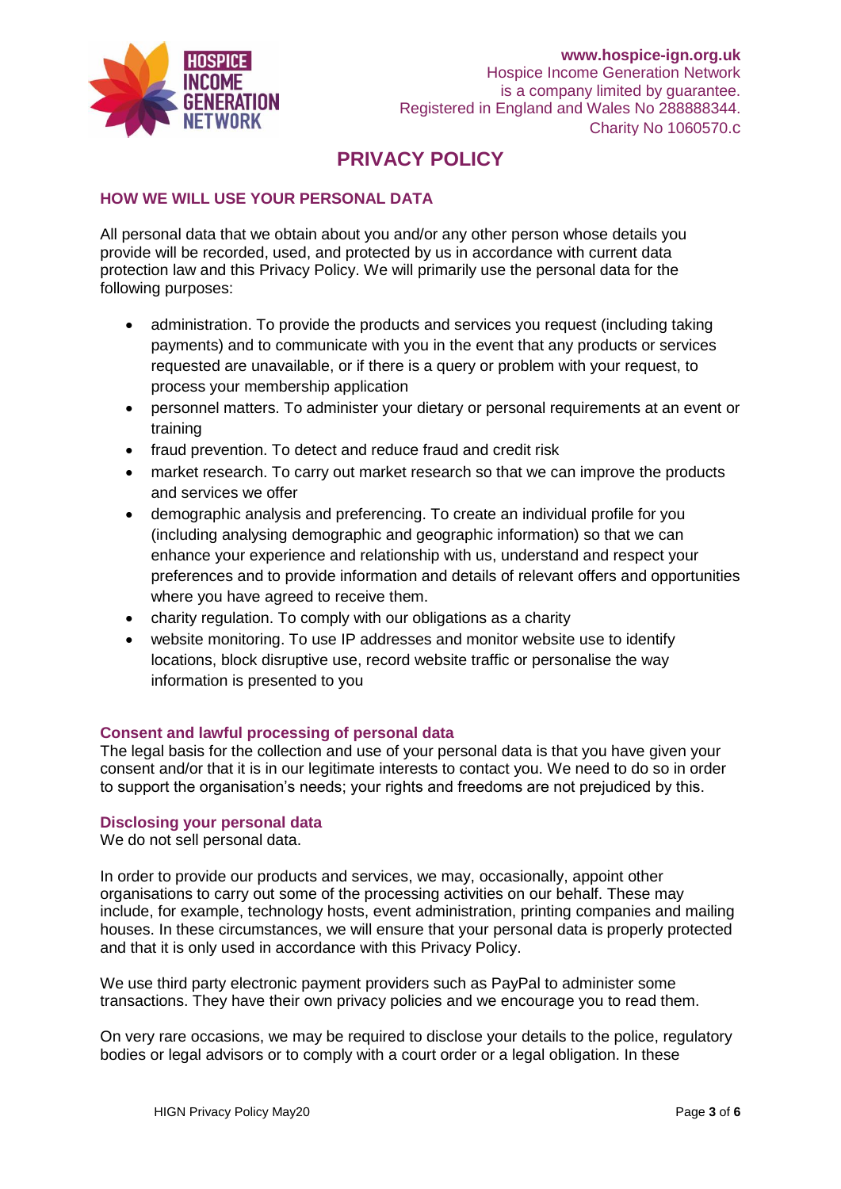# PRIVACY POLICY

## HOW WE WILL USE YOUR PERSONAL DATA

All personal data that we obtain about you and/or any other person whose details you provide will be recorded, used, and protected by us in accordance with current data protection law and this Privacy Policy. We will primarily use the personal data for the following purposes:

- administration. To provide the products and services you request (including taking payments) and to communicate with you in the event that any products or services requested are unavailable, or if there is a query or problem with your request, to process your membership application
- personnel matters. To administer your dietary or personal requirements at an event or training
- fraud prevention. To detect and reduce fraud and credit risk
- market research. To carry out market research so that we can improve the products and services we offer
- demographic analysis and preferencing. To create an individual profile for you (including analysing demographic and geographic information) so that we can enhance your experience and relationship with us, understand and respect your preferences and to provide information and details of relevant offers and opportunities where you have agreed to receive them.
- charity regulation. To comply with our obligations as a charity
- website monitoring. To use IP addresses and monitor website use to identify locations, block disruptive use, record website traffic or personalise the way information is presented to you

### Consent and lawful processing of personal data

The legal basis for the collection and use of your personal data is that you have given your consent and/or that it is in our legitimate interests to contact you. We need to do so in order to support the organisation's needs; your rights and freedoms are not prejudiced by this.

### Disclosing your personal data

We do not sell personal data.

In order to provide our products and services, we may, occasionally, appoint other organisations to carry out some of the processing activities on our behalf. These may include, for example, technology hosts, event administration, printing companies and mailing houses. In these circumstances, we will ensure that your personal data is properly protected and that it is only used in accordance with this Privacy Policy.

We use third party electronic payment providers such as PayPal to administer some transactions. They have their own privacy policies and we encourage you to read them.

On very rare occasions, we may be required to disclose your details to the police, regulatory bodies or legal advisors or to comply with a court order or a legal obligation. In these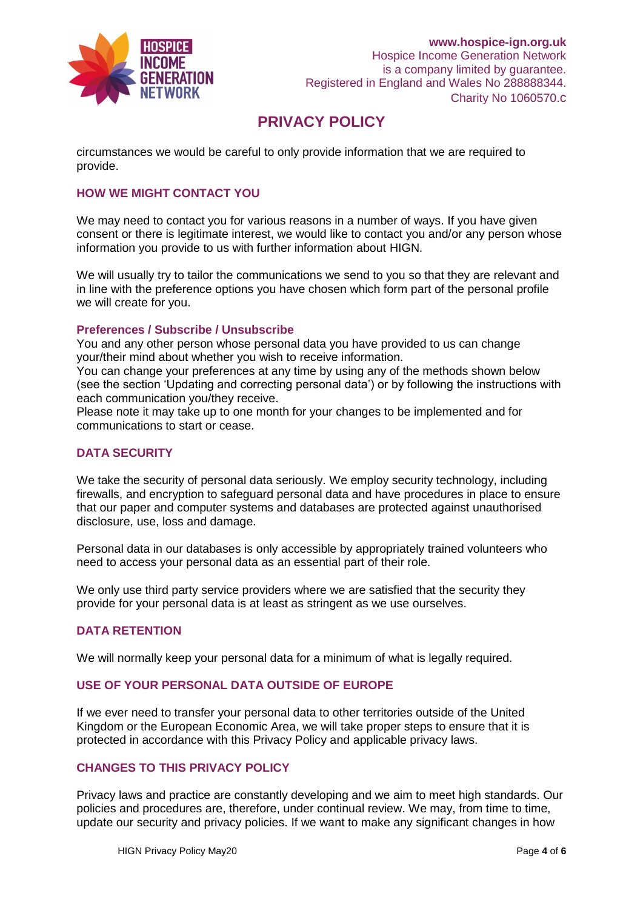circumstances we would be careful to only provide information that we are required to provide.

## HOW WE MIGHT CONTACT YOU

We may need to contact you for various reasons in a number of ways. If you have given consent or there is legitimate interest, we would like to contact you and/or any person whose information you provide to us with further information about HIGN.

We will usually try to tailor the communications we send to you so that they are relevant and in line with the preference options you have chosen which form part of the personal profile we will create for you.

### Preferences / Subscribe / Unsubscribe

You and any other person whose personal data you have provided to us can change your/their mind about whether you wish to receive information.
You can change your preferences at any time by using any of the methods shown below (see the section 'Updating and correcting personal data') or by following the instructions with each communication you/they receive.
Please note it may take up to one month for your changes to be implemented and for communications to start or cease.

## DATA SECURITY

We take the security of personal data seriously. We employ security technology, including firewalls, and encryption to safeguard personal data and have procedures in place to ensure that our paper and computer systems and databases are protected against unauthorised disclosure, use, loss and damage.

Personal data in our databases is only accessible by appropriately trained volunteers who need to access your personal data as an essential part of their role.

We only use third party service providers where we are satisfied that the security they provide for your personal data is at least as stringent as we use ourselves.

## DATA RETENTION

We will normally keep your personal data for a minimum of what is legally required.

## USE OF YOUR PERSONAL DATA OUTSIDE OF EUROPE

If we ever need to transfer your personal data to other territories outside of the United Kingdom or the European Economic Area, we will take proper steps to ensure that it is protected in accordance with this Privacy Policy and applicable privacy laws.

## CHANGES TO THIS PRIVACY POLICY

Privacy laws and practice are constantly developing and we aim to meet high standards. Our policies and procedures are, therefore, under continual review. We may, from time to time, update our security and privacy policies. If we want to make any significant changes in how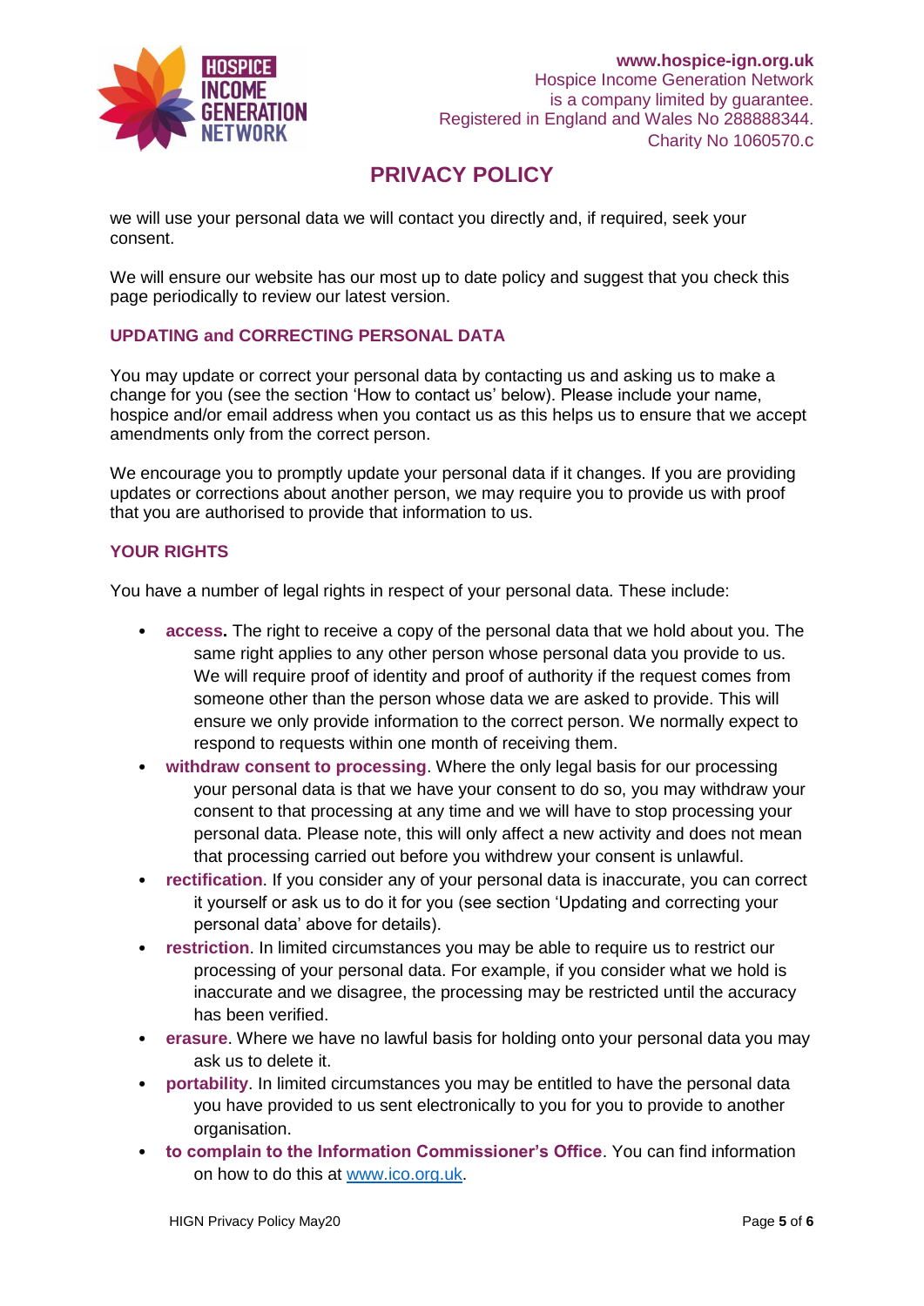we will use your personal data we will contact you directly and, if required, seek your consent.

We will ensure our website has our most up to date policy and suggest that you check this page periodically to review our latest version.

### UPDATING and CORRECTING PERSONAL DATA

You may update or correct your personal data by contacting us and asking us to make a change for you (see the section 'How to contact us' below). Please include your name, hospice and/or email address when you contact us as this helps us to ensure that we accept amendments only from the correct person.

We encourage you to promptly update your personal data if it changes. If you are providing updates or corrections about another person, we may require you to provide us with proof that you are authorised to provide that information to us.

### YOUR RIGHTS

You have a number of legal rights in respect of your personal data. These include:

- **access.** The right to receive a copy of the personal data that we hold about you. The same right applies to any other person whose personal data you provide to us. We will require proof of identity and proof of authority if the request comes from someone other than the person whose data we are asked to provide. This will ensure we only provide information to the correct person. We normally expect to respond to requests within one month of receiving them.
- **withdraw consent to processing**. Where the only legal basis for our processing your personal data is that we have your consent to do so, you may withdraw your consent to that processing at any time and we will have to stop processing your personal data. Please note, this will only affect a new activity and does not mean that processing carried out before you withdrew your consent is unlawful.
- **rectification**. If you consider any of your personal data is inaccurate, you can correct it yourself or ask us to do it for you (see section 'Updating and correcting your personal data' above for details).
- **restriction**. In limited circumstances you may be able to require us to restrict our processing of your personal data. For example, if you consider what we hold is inaccurate and we disagree, the processing may be restricted until the accuracy has been verified.
- **erasure**. Where we have no lawful basis for holding onto your personal data you may ask us to delete it.
- **portability**. In limited circumstances you may be entitled to have the personal data you have provided to us sent electronically to you for you to provide to another organisation.
- **to complain to the Information Commissioner's Office**. You can find information on how to do this at www.ico.org.uk.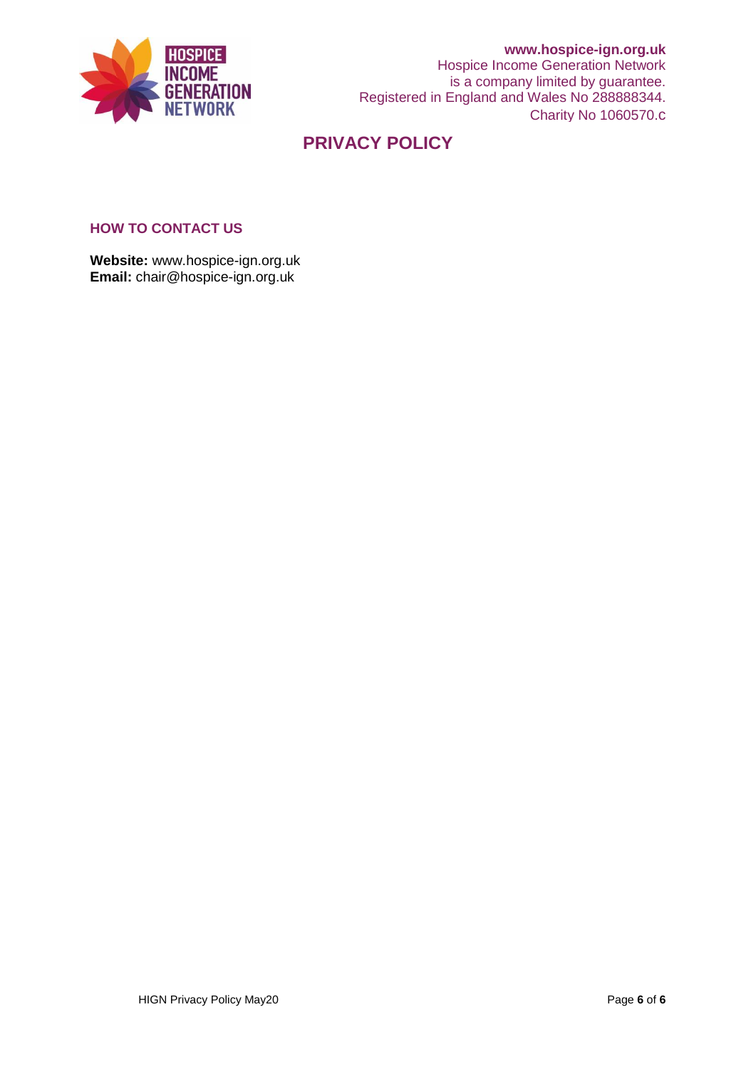## HOW TO CONTACT US

**Website:** www.hospice-ign.org.uk
**Email:** chair@hospice-ign.org.uk